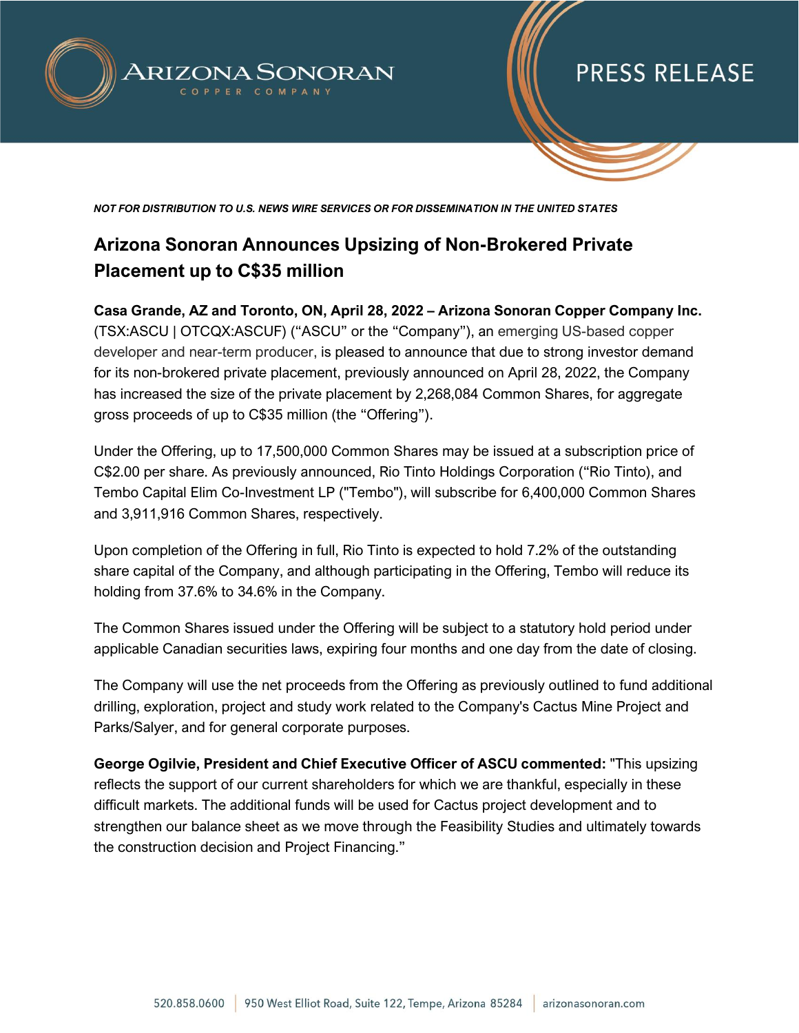*NOT FOR DISTRIBUTION TO U.S. NEWS WIRE SERVICES OR FOR DISSEMINATION IN THE UNITED STATES*

# Arizona Sonoran Announces Upsizing of Non-Brokered Private Placement up to C$35 million

**Casa Grande, AZ and Toronto, ON, April 28, 2022 – Arizona Sonoran Copper Company Inc.** (TSX:ASCU | OTCQX:ASCUF) ("ASCU" or the "Company"), an emerging US-based copper developer and near-term producer, is pleased to announce that due to strong investor demand for its non-brokered private placement, previously announced on April 28, 2022, the Company has increased the size of the private placement by 2,268,084 Common Shares, for aggregate gross proceeds of up to C$35 million (the "Offering").

Under the Offering, up to 17,500,000 Common Shares may be issued at a subscription price of C$2.00 per share. As previously announced, Rio Tinto Holdings Corporation ("Rio Tinto), and Tembo Capital Elim Co-Investment LP ("Tembo"), will subscribe for 6,400,000 Common Shares and 3,911,916 Common Shares, respectively.

Upon completion of the Offering in full, Rio Tinto is expected to hold 7.2% of the outstanding share capital of the Company, and although participating in the Offering, Tembo will reduce its holding from 37.6% to 34.6% in the Company.

The Common Shares issued under the Offering will be subject to a statutory hold period under applicable Canadian securities laws, expiring four months and one day from the date of closing.

The Company will use the net proceeds from the Offering as previously outlined to fund additional drilling, exploration, project and study work related to the Company's Cactus Mine Project and Parks/Salyer, and for general corporate purposes.

**George Ogilvie, President and Chief Executive Officer of ASCU commented:** "This upsizing reflects the support of our current shareholders for which we are thankful, especially in these difficult markets. The additional funds will be used for Cactus project development and to strengthen our balance sheet as we move through the Feasibility Studies and ultimately towards the construction decision and Project Financing."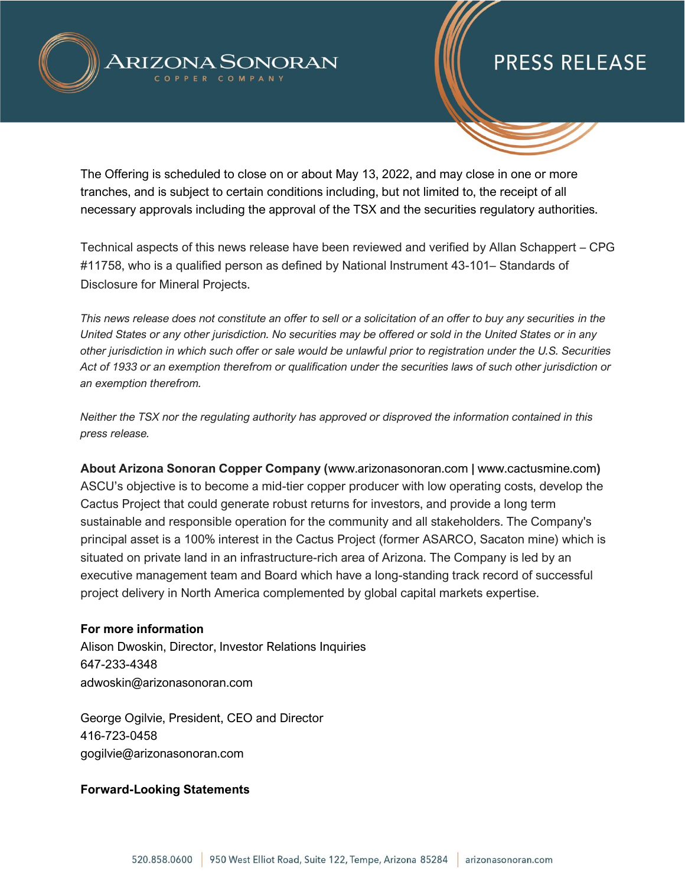The Offering is scheduled to close on or about May 13, 2022, and may close in one or more tranches, and is subject to certain conditions including, but not limited to, the receipt of all necessary approvals including the approval of the TSX and the securities regulatory authorities.

Technical aspects of this news release have been reviewed and verified by Allan Schappert – CPG #11758, who is a qualified person as defined by National Instrument 43-101– Standards of Disclosure for Mineral Projects.

*This news release does not constitute an offer to sell or a solicitation of an offer to buy any securities in the United States or any other jurisdiction. No securities may be offered or sold in the United States or in any other jurisdiction in which such offer or sale would be unlawful prior to registration under the U.S. Securities Act of 1933 or an exemption therefrom or qualification under the securities laws of such other jurisdiction or an exemption therefrom.*

*Neither the TSX nor the regulating authority has approved or disproved the information contained in this press release.*

**About Arizona Sonoran Copper Company (**www.arizonasonoran.com **|** www.cactusmine.com**)**
ASCU's objective is to become a mid-tier copper producer with low operating costs, develop the Cactus Project that could generate robust returns for investors, and provide a long term sustainable and responsible operation for the community and all stakeholders. The Company's principal asset is a 100% interest in the Cactus Project (former ASARCO, Sacaton mine) which is situated on private land in an infrastructure-rich area of Arizona. The Company is led by an executive management team and Board which have a long-standing track record of successful project delivery in North America complemented by global capital markets expertise.

**For more information**
Alison Dwoskin, Director, Investor Relations Inquiries
647-233-4348
adwoskin@arizonasonoran.com

George Ogilvie, President, CEO and Director
416-723-0458
gogilvie@arizonasonoran.com

**Forward-Looking Statements**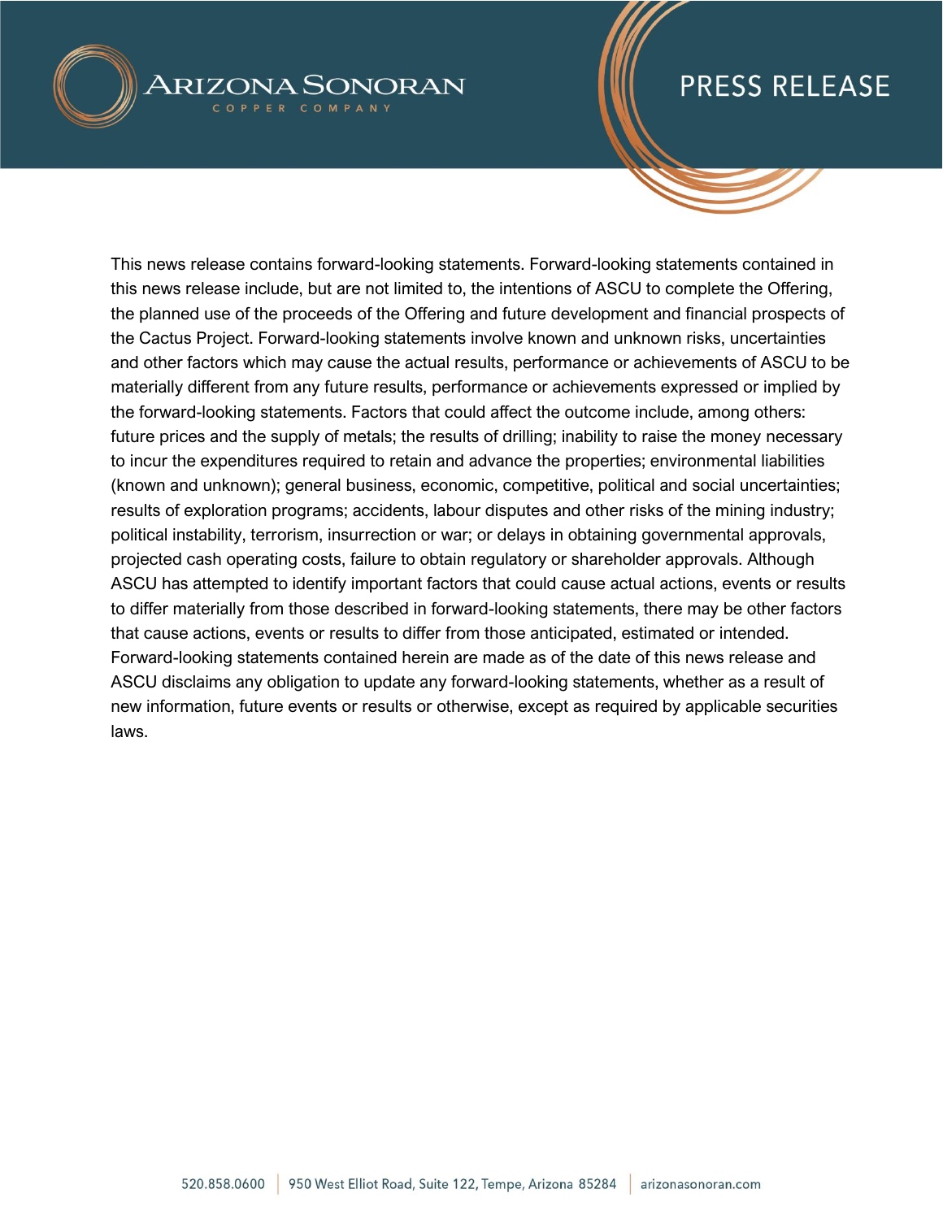This news release contains forward-looking statements. Forward-looking statements contained in this news release include, but are not limited to, the intentions of ASCU to complete the Offering, the planned use of the proceeds of the Offering and future development and financial prospects of the Cactus Project. Forward-looking statements involve known and unknown risks, uncertainties and other factors which may cause the actual results, performance or achievements of ASCU to be materially different from any future results, performance or achievements expressed or implied by the forward-looking statements. Factors that could affect the outcome include, among others: future prices and the supply of metals; the results of drilling; inability to raise the money necessary to incur the expenditures required to retain and advance the properties; environmental liabilities (known and unknown); general business, economic, competitive, political and social uncertainties; results of exploration programs; accidents, labour disputes and other risks of the mining industry; political instability, terrorism, insurrection or war; or delays in obtaining governmental approvals, projected cash operating costs, failure to obtain regulatory or shareholder approvals. Although ASCU has attempted to identify important factors that could cause actual actions, events or results to differ materially from those described in forward-looking statements, there may be other factors that cause actions, events or results to differ from those anticipated, estimated or intended. Forward-looking statements contained herein are made as of the date of this news release and ASCU disclaims any obligation to update any forward-looking statements, whether as a result of new information, future events or results or otherwise, except as required by applicable securities laws.